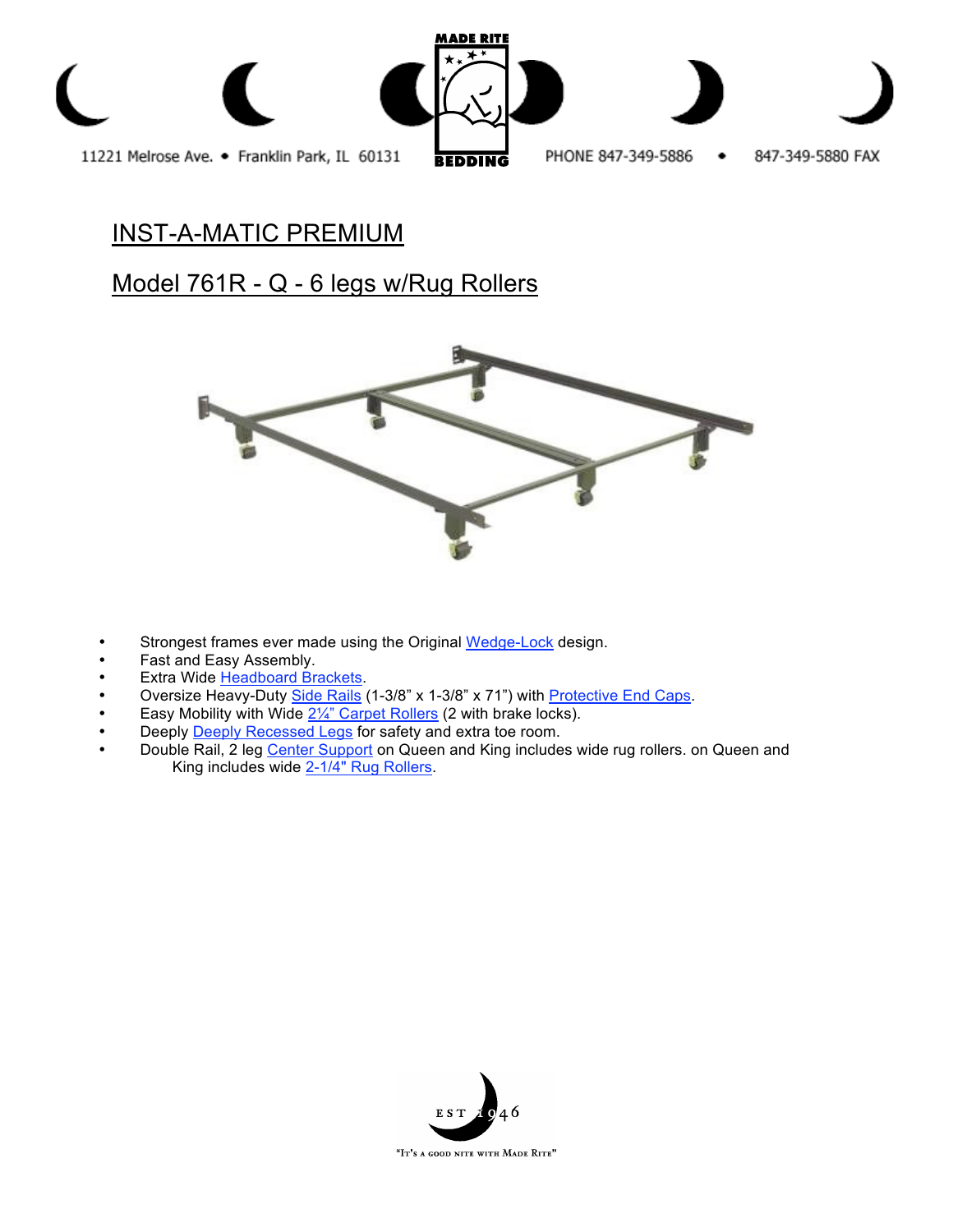11221 Melrose Ave. • Franklin Park, IL 60131

MADE RITE BEDDING

PHONE 847-349-5886 • 847-349-5880 FAX

# INST-A-MATIC PREMIUM

## Model 761R - Q - 6 legs w/Rug Rollers

- Strongest frames ever made using the Original Wedge-Lock design.
- Fast and Easy Assembly.
- Extra Wide Headboard Brackets.
- Oversize Heavy-Duty Side Rails (1-3/8" x 1-3/8" x 71") with Protective End Caps.
- Easy Mobility with Wide 2¼" Carpet Rollers (2 with brake locks).
- Deeply Deeply Recessed Legs for safety and extra toe room.
- Double Rail, 2 leg Center Support on Queen and King includes wide rug rollers. on Queen and King includes wide 2-1/4" Rug Rollers.

EST 1946

"It's a good nite with Made Rite"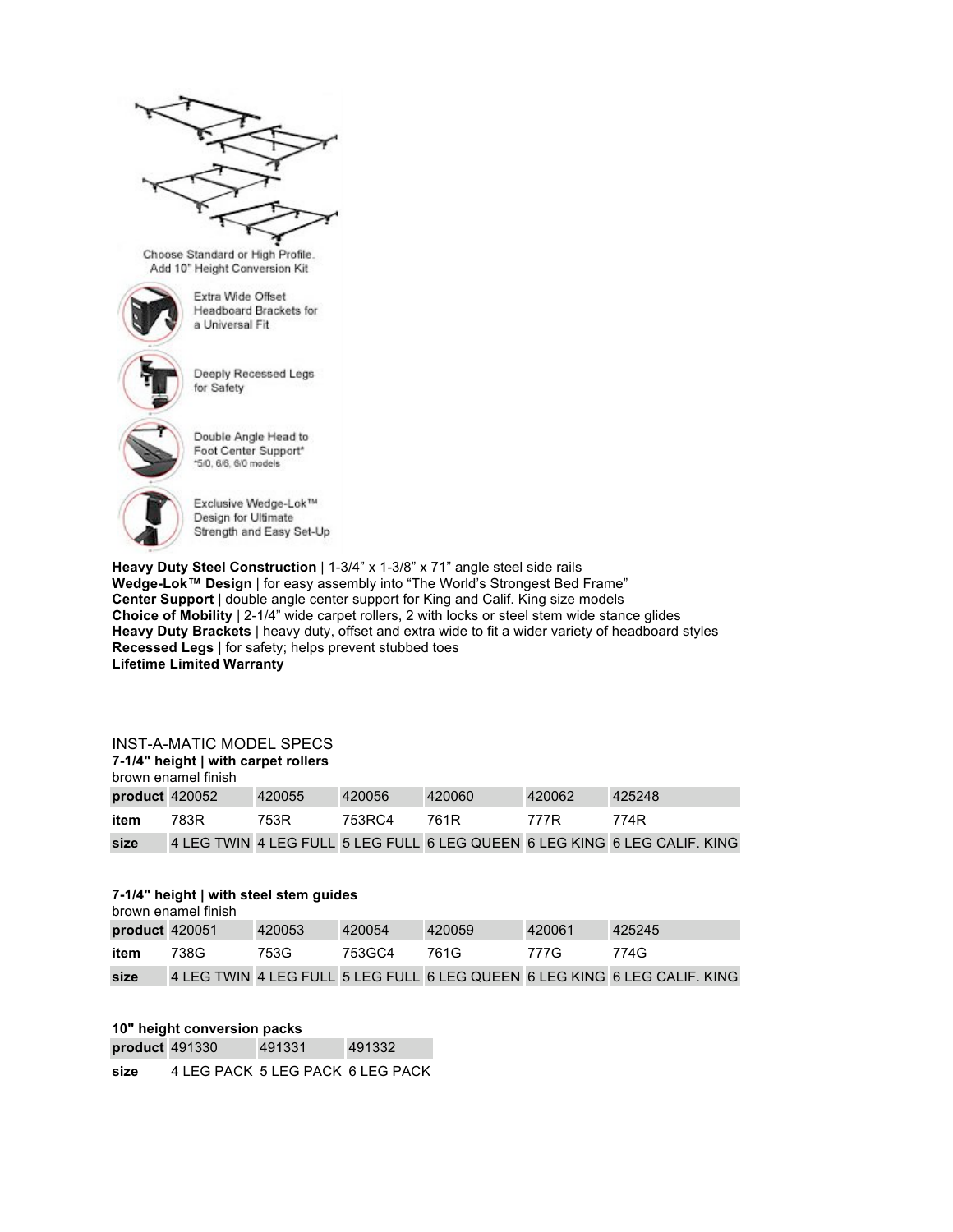Choose Standard or High Profile.
Add 10" Height Conversion Kit

Extra Wide Offset Headboard Brackets for a Universal Fit

Deeply Recessed Legs for Safety

Double Angle Head to Foot Center Support*
*5/0, 6/6, 6/0 models

Exclusive Wedge-Lok™ Design for Ultimate Strength and Easy Set-Up

**Heavy Duty Steel Construction** | 1-3/4" x 1-3/8" x 71" angle steel side rails
**Wedge-Lok™ Design** | for easy assembly into "The World's Strongest Bed Frame"
**Center Support** | double angle center support for King and Calif. King size models
**Choice of Mobility** | 2-1/4" wide carpet rollers, 2 with locks or steel stem wide stance glides
**Heavy Duty Brackets** | heavy duty, offset and extra wide to fit a wider variety of headboard styles
**Recessed Legs** | for safety; helps prevent stubbed toes
**Lifetime Limited Warranty**

INST-A-MATIC MODEL SPECS

**7-1/4" height | with carpet rollers**
brown enamel finish

| **product** | 420052 | 420055 | 420056 | 420060 | 420062 | 425248 |
|---|---|---|---|---|---|---|
| **item** | 783R | 753R | 753RC4 | 761R | 777R | 774R |
| **size** | 4 LEG TWIN | 4 LEG FULL | 5 LEG FULL | 6 LEG QUEEN | 6 LEG KING | 6 LEG CALIF. KING |

**7-1/4" height | with steel stem guides**
brown enamel finish

| **product** | 420051 | 420053 | 420054 | 420059 | 420061 | 425245 |
|---|---|---|---|---|---|---|
| **item** | 738G | 753G | 753GC4 | 761G | 777G | 774G |
| **size** | 4 LEG TWIN | 4 LEG FULL | 5 LEG FULL | 6 LEG QUEEN | 6 LEG KING | 6 LEG CALIF. KING |

**10" height conversion packs**

| **product** | 491330 | 491331 | 491332 |
|---|---|---|---|
| **size** | 4 LEG PACK | 5 LEG PACK | 6 LEG PACK |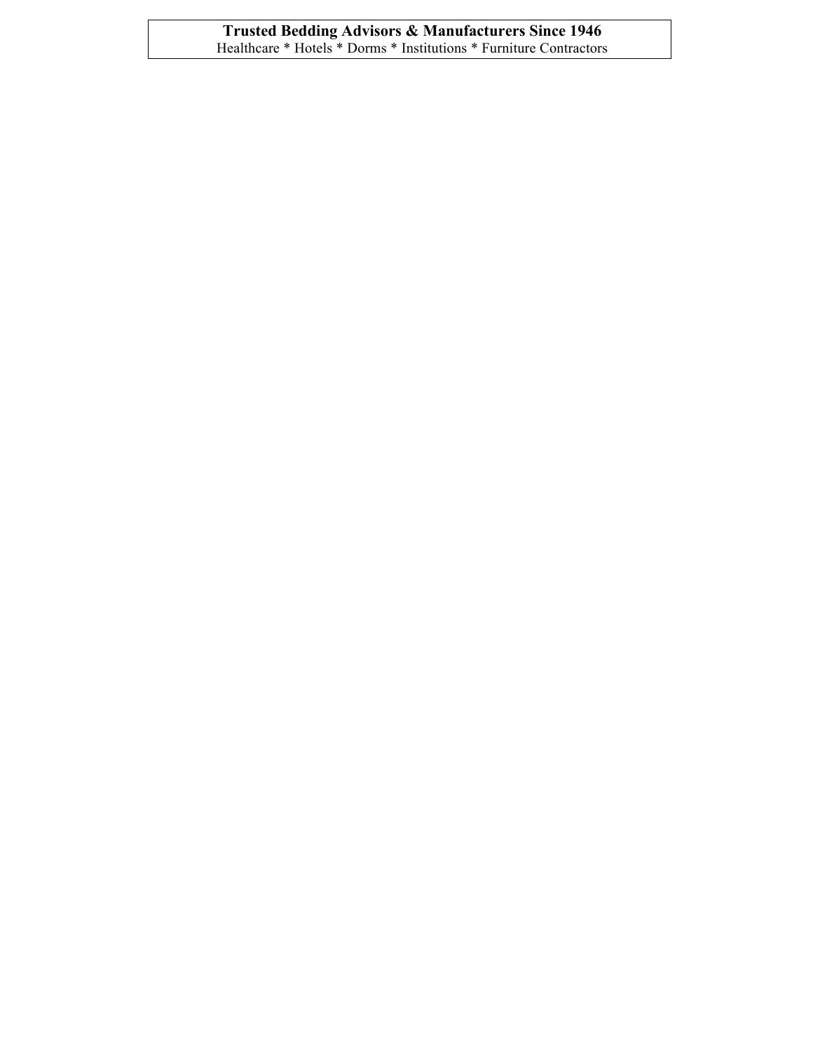**Trusted Bedding Advisors & Manufacturers Since 1946**
Healthcare * Hotels * Dorms * Institutions * Furniture Contractors